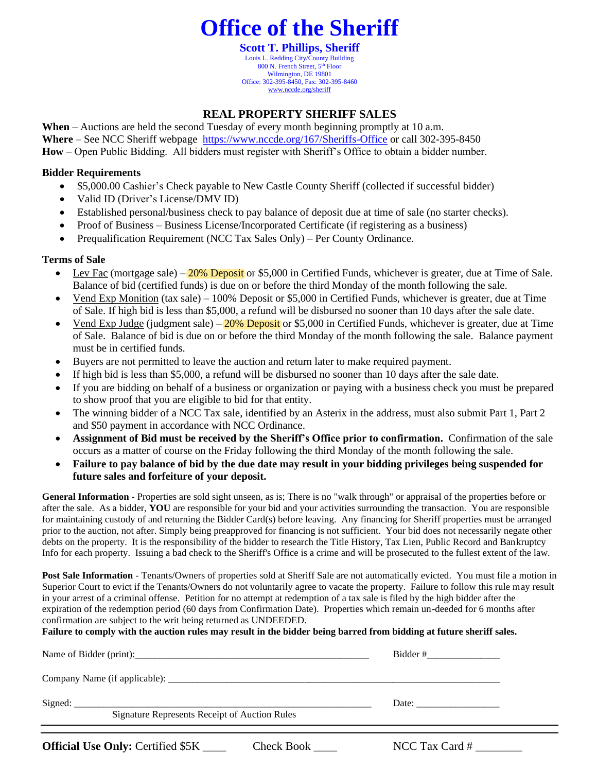# Office of the Sheriff

**Scott T. Phillips, Sheriff**

Louis L. Redding City/County Building
800 N. French Street, 5th Floor
Wilmington, DE 19801
Office: 302-395-8450, Fax: 302-395-8460
www.nccde.org/sheriff

## REAL PROPERTY SHERIFF SALES

**When** – Auctions are held the second Tuesday of every month beginning promptly at 10 a.m.
**Where** – See NCC Sheriff webpage https://www.nccde.org/167/Sheriffs-Office or call 302-395-8450
**How** – Open Public Bidding. All bidders must register with Sheriff's Office to obtain a bidder number.

### Bidder Requirements

- $5,000.00 Cashier's Check payable to New Castle County Sheriff (collected if successful bidder)
- Valid ID (Driver's License/DMV ID)
- Established personal/business check to pay balance of deposit due at time of sale (no starter checks).
- Proof of Business – Business License/Incorporated Certificate (if registering as a business)
- Prequalification Requirement (NCC Tax Sales Only) – Per County Ordinance.

### Terms of Sale

- Lev Fac (mortgage sale) – 20% Deposit or $5,000 in Certified Funds, whichever is greater, due at Time of Sale. Balance of bid (certified funds) is due on or before the third Monday of the month following the sale.
- Vend Exp Monition (tax sale) – 100% Deposit or $5,000 in Certified Funds, whichever is greater, due at Time of Sale. If high bid is less than $5,000, a refund will be disbursed no sooner than 10 days after the sale date.
- Vend Exp Judge (judgment sale) – 20% Deposit or $5,000 in Certified Funds, whichever is greater, due at Time of Sale. Balance of bid is due on or before the third Monday of the month following the sale. Balance payment must be in certified funds.
- Buyers are not permitted to leave the auction and return later to make required payment.
- If high bid is less than $5,000, a refund will be disbursed no sooner than 10 days after the sale date.
- If you are bidding on behalf of a business or organization or paying with a business check you must be prepared to show proof that you are eligible to bid for that entity.
- The winning bidder of a NCC Tax sale, identified by an Asterix in the address, must also submit Part 1, Part 2 and $50 payment in accordance with NCC Ordinance.
- **Assignment of Bid must be received by the Sheriff's Office prior to confirmation.** Confirmation of the sale occurs as a matter of course on the Friday following the third Monday of the month following the sale.
- **Failure to pay balance of bid by the due date may result in your bidding privileges being suspended for future sales and forfeiture of your deposit.**

**General Information** - Properties are sold sight unseen, as is; There is no "walk through" or appraisal of the properties before or after the sale. As a bidder, **YOU** are responsible for your bid and your activities surrounding the transaction. You are responsible for maintaining custody of and returning the Bidder Card(s) before leaving. Any financing for Sheriff properties must be arranged prior to the auction, not after. Simply being preapproved for financing is not sufficient. Your bid does not necessarily negate other debts on the property. It is the responsibility of the bidder to research the Title History, Tax Lien, Public Record and Bankruptcy Info for each property. Issuing a bad check to the Sheriff's Office is a crime and will be prosecuted to the fullest extent of the law.

**Post Sale Information** - Tenants/Owners of properties sold at Sheriff Sale are not automatically evicted. You must file a motion in Superior Court to evict if the Tenants/Owners do not voluntarily agree to vacate the property. Failure to follow this rule may result in your arrest of a criminal offense. Petition for no attempt at redemption of a tax sale is filed by the high bidder after the expiration of the redemption period (60 days from Confirmation Date). Properties which remain un-deeded for 6 months after confirmation are subject to the writ being returned as UNDEEDED.

**Failure to comply with the auction rules may result in the bidder being barred from bidding at future sheriff sales.**

Name of Bidder (print):_______________________________________________ Bidder #_______________

Company Name (if applicable): ______________________________________________________________

Signed: ______________________________________________________________ Date: _________________

Signature Represents Receipt of Auction Rules

---

**Official Use Only:** Certified $5K ____ Check Book ____ NCC Tax Card # ________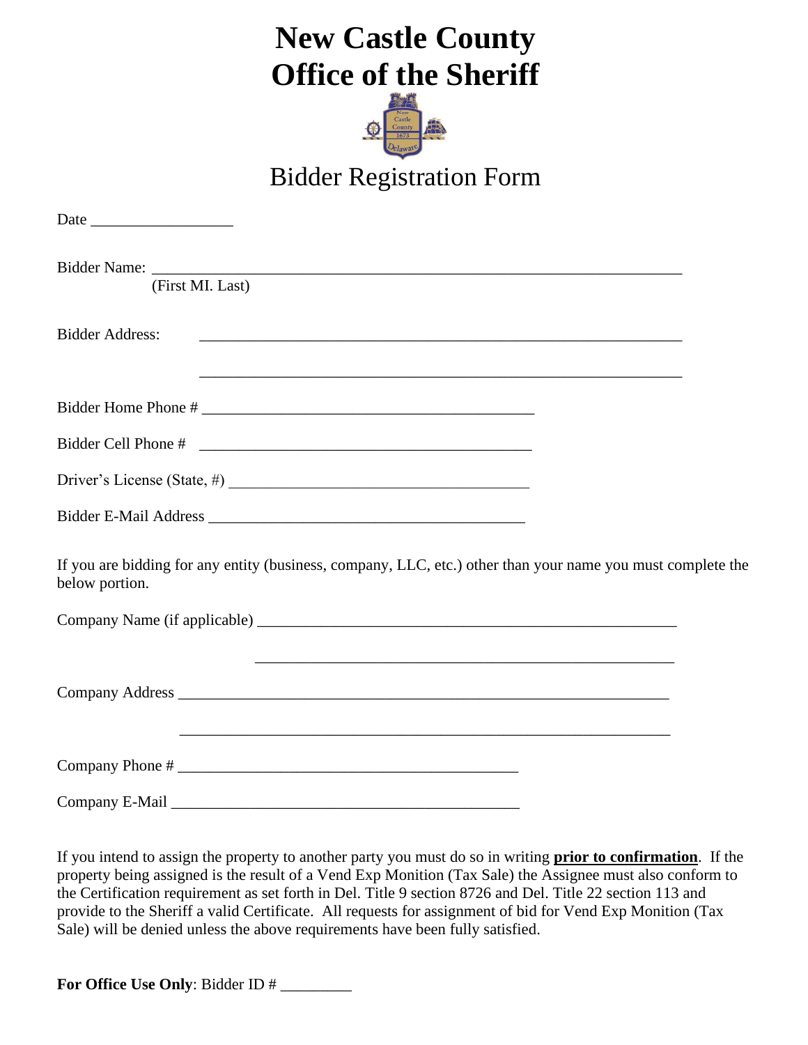# New Castle County
# Office of the Sheriff

## Bidder Registration Form

Date ___________________

Bidder Name: ______________________________________________________________________
(First MI. Last)

Bidder Address: ______________________________________________________________

______________________________________________________________

Bidder Home Phone # ____________________________________________

Bidder Cell Phone # ____________________________________________

Driver's License (State, #) _______________________________________

Bidder E-Mail Address __________________________________________

If you are bidding for any entity (business, company, LLC, etc.) other than your name you must complete the below portion.

Company Name (if applicable) ______________________________________________________

______________________________________________________

Company Address _______________________________________________________________

_______________________________________________________________

Company Phone # ____________________________________________

Company E-Mail _____________________________________________

If you intend to assign the property to another party you must do so in writing **<u>prior to confirmation</u>**. If the property being assigned is the result of a Vend Exp Monition (Tax Sale) the Assignee must also conform to the Certification requirement as set forth in Del. Title 9 section 8726 and Del. Title 22 section 113 and provide to the Sheriff a valid Certificate. All requests for assignment of bid for Vend Exp Monition (Tax Sale) will be denied unless the above requirements have been fully satisfied.

**For Office Use Only**: Bidder ID # _________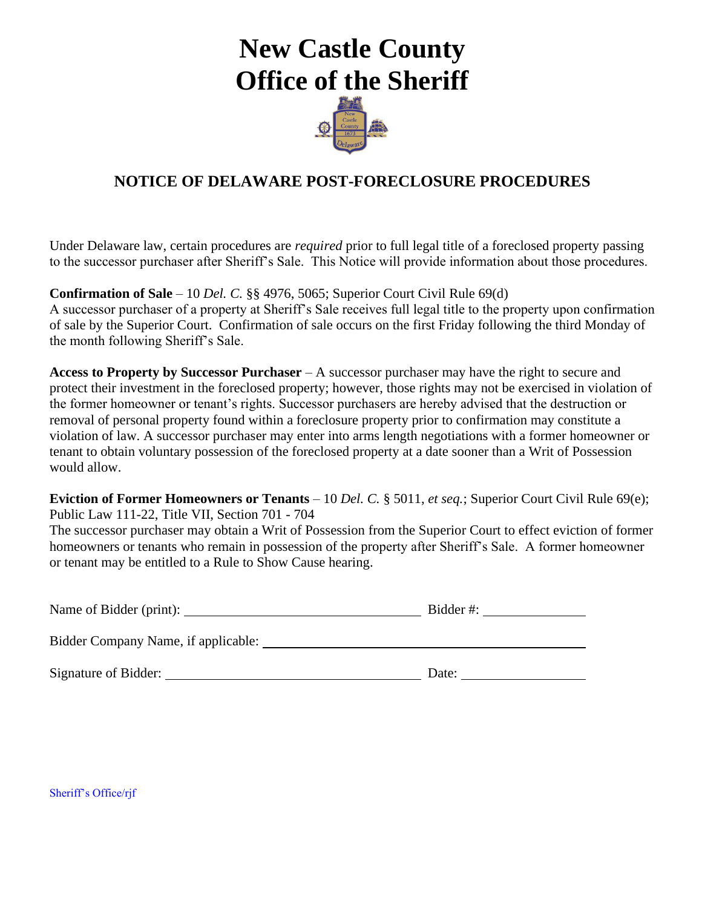# New Castle County
# Office of the Sheriff

## NOTICE OF DELAWARE POST-FORECLOSURE PROCEDURES

Under Delaware law, certain procedures are *required* prior to full legal title of a foreclosed property passing to the successor purchaser after Sheriff's Sale. This Notice will provide information about those procedures.

**Confirmation of Sale** – 10 *Del. C.* §§ 4976, 5065; Superior Court Civil Rule 69(d)
A successor purchaser of a property at Sheriff's Sale receives full legal title to the property upon confirmation of sale by the Superior Court. Confirmation of sale occurs on the first Friday following the third Monday of the month following Sheriff's Sale.

**Access to Property by Successor Purchaser** – A successor purchaser may have the right to secure and protect their investment in the foreclosed property; however, those rights may not be exercised in violation of the former homeowner or tenant's rights. Successor purchasers are hereby advised that the destruction or removal of personal property found within a foreclosure property prior to confirmation may constitute a violation of law. A successor purchaser may enter into arms length negotiations with a former homeowner or tenant to obtain voluntary possession of the foreclosed property at a date sooner than a Writ of Possession would allow.

**Eviction of Former Homeowners or Tenants** – 10 *Del. C.* § 5011, *et seq.*; Superior Court Civil Rule 69(e); Public Law 111-22, Title VII, Section 701 - 704
The successor purchaser may obtain a Writ of Possession from the Superior Court to effect eviction of former homeowners or tenants who remain in possession of the property after Sheriff's Sale. A former homeowner or tenant may be entitled to a Rule to Show Cause hearing.

Name of Bidder (print): ______________________________ Bidder #: ______________

Bidder Company Name, if applicable: ______________________________________________

Signature of Bidder: ________________________________ Date: ________________

Sheriff's Office/rjf